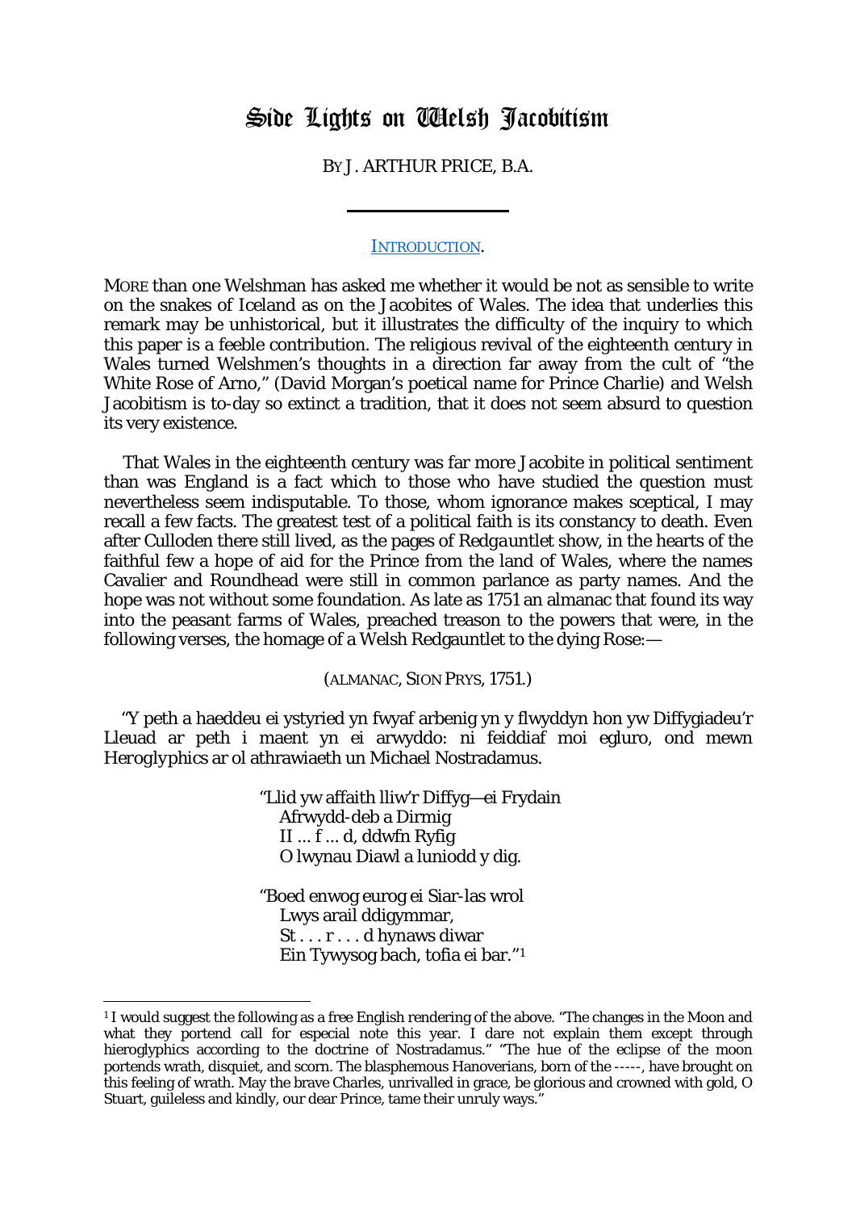# Side Lights on Welsh Jacobitism

BY J. ARTHUR PRICE, B.A.

## INTRODUCTION.

MORE than one Welshman has asked me whether it would be not as sensible to write on the snakes of Iceland as on the Jacobites of Wales. The idea that underlies this remark may be unhistorical, but it illustrates the difficulty of the inquiry to which this paper is a feeble contribution. The religious revival of the eighteenth century in Wales turned Welshmen's thoughts in a direction far away from the cult of "the White Rose of Arno," (David Morgan's poetical name for Prince Charlie) and Welsh Jacobitism is to-day so extinct a tradition, that it does not seem absurd to question its very existence.

That Wales in the eighteenth century was far more Jacobite in political sentiment than was England is a fact which to those who have studied the question must nevertheless seem indisputable. To those, whom ignorance makes sceptical, I may recall a few facts. The greatest test of a political faith is its constancy to death. Even after Culloden there still lived, as the pages of *Redgauntlet* show, in the hearts of the faithful few a hope of aid for the Prince from the land of Wales, where the names Cavalier and Roundhead were still in common parlance as party names. And the hope was not without some foundation. As late as 1751 an almanac that found its way into the peasant farms of Wales, preached treason to the powers that were, in the following verses, the homage of a Welsh Redgauntlet to the dying Rose:—

(ALMANAC, SION PRYS, 1751.)

"Y peth a haeddeu ei ystyried yn fwyaf arbenig yn y flwyddyn hon yw Diffygiadeu'r Lleuad ar peth i maent yn ei arwyddo: ni feiddiaf moi egluro, ond mewn *Heroglyphics* ar ol athrawiaeth un Michael Nostradamus.

"Llid yw affaith lliw'r Diffyg—ei Frydain  
Afrwydd-deb a Dirmig  
II ... f ... d, ddwfn Ryfig  
O lwynau Diawl a luniodd y dig.

"Boed enwog eurog ei Siar-las wrol  
Lwys arail ddigymmar,  
St . . . r . . . d hynaws diwar  
Ein Tywysog bach, tofia ei bar."[1]

---

[1] I would suggest the following as a free English rendering of the above. "The changes in the Moon and what they portend call for especial note this year. I dare not explain them except through hieroglyphics according to the doctrine of Nostradamus." "The hue of the eclipse of the moon portends wrath, disquiet, and scorn. The blasphemous Hanoverians, born of the -----, have brought on this feeling of wrath. May the brave Charles, unrivalled in grace, be glorious and crowned with gold, O Stuart, guileless and kindly, our dear Prince, tame their unruly ways."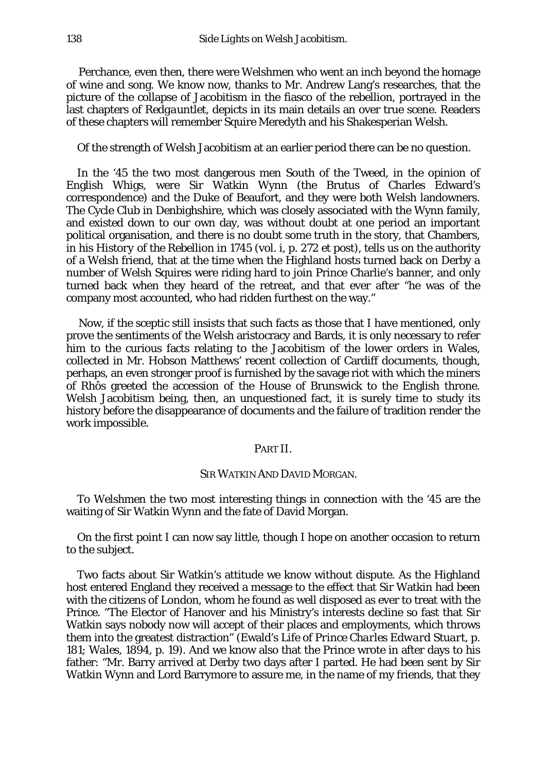Perchance, even then, there were Welshmen who went an inch beyond the homage of wine and song. We know now, thanks to Mr. Andrew Lang's researches, that the picture of the collapse of Jacobitism in the fiasco of the rebellion, portrayed in the last chapters of *Redgauntlet*, depicts in its main details an over true scene. Readers of these chapters will remember Squire Meredyth and his Shakesperian Welsh.

Of the strength of Welsh Jacobitism at an earlier period there can be no question.

In the '45 the two most dangerous men South of the Tweed, in the opinion of English Whigs, were Sir Watkin Wynn (the Brutus of Charles Edward's correspondence) and the Duke of Beaufort, and they were both Welsh landowners. The Cycle Club in Denbighshire, which was closely associated with the Wynn family, and existed down to our own day, was without doubt at one period an important political organisation, and there is no doubt some truth in the story, that Chambers, in his History of the Rebellion in 1745 (vol. i, p. 272 et post), tells us on the authority of a Welsh friend, that at the time when the Highland hosts turned back on Derby a number of Welsh Squires were riding hard to join Prince Charlie's banner, and only turned back when they heard of the retreat, and that ever after "he was of the company most accounted, who had ridden furthest on the way."

Now, if the sceptic still insists that such facts as those that I have mentioned, only prove the sentiments of the Welsh aristocracy and Bards, it is only necessary to refer him to the curious facts relating to the Jacobitism of the lower orders in Wales, collected in Mr. Hobson Matthews' recent collection of Cardiff documents, though, perhaps, an even stronger proof is furnished by the savage riot with which the miners of Rhôs greeted the accession of the House of Brunswick to the English throne. Welsh Jacobitism being, then, an unquestioned fact, it is surely time to study its history before the disappearance of documents and the failure of tradition render the work impossible.

## PART II.

### SIR WATKIN AND DAVID MORGAN.

To Welshmen the two most interesting things in connection with the '45 are the waiting of Sir Watkin Wynn and the fate of David Morgan.

On the first point I can now say little, though I hope on another occasion to return to the subject.

Two facts about Sir Watkin's attitude we know without dispute. As the Highland host entered England they received a message to the effect that Sir Watkin had been with the citizens of London, whom he found as well disposed as ever to treat with the Prince. "The Elector of Hanover and his Ministry's interests decline so fast that Sir Watkin says nobody now will accept of their places and employments, which throws them into the greatest distraction" (Ewald's *Life of Prince Charles Edward Stuart*, p. 181; *Wales*, 1894, p. 19). And we know also that the Prince wrote in after days to his father: "Mr. Barry arrived at Derby two days after I parted. He had been sent by Sir Watkin Wynn and Lord Barrymore to assure me, in the name of my friends, that they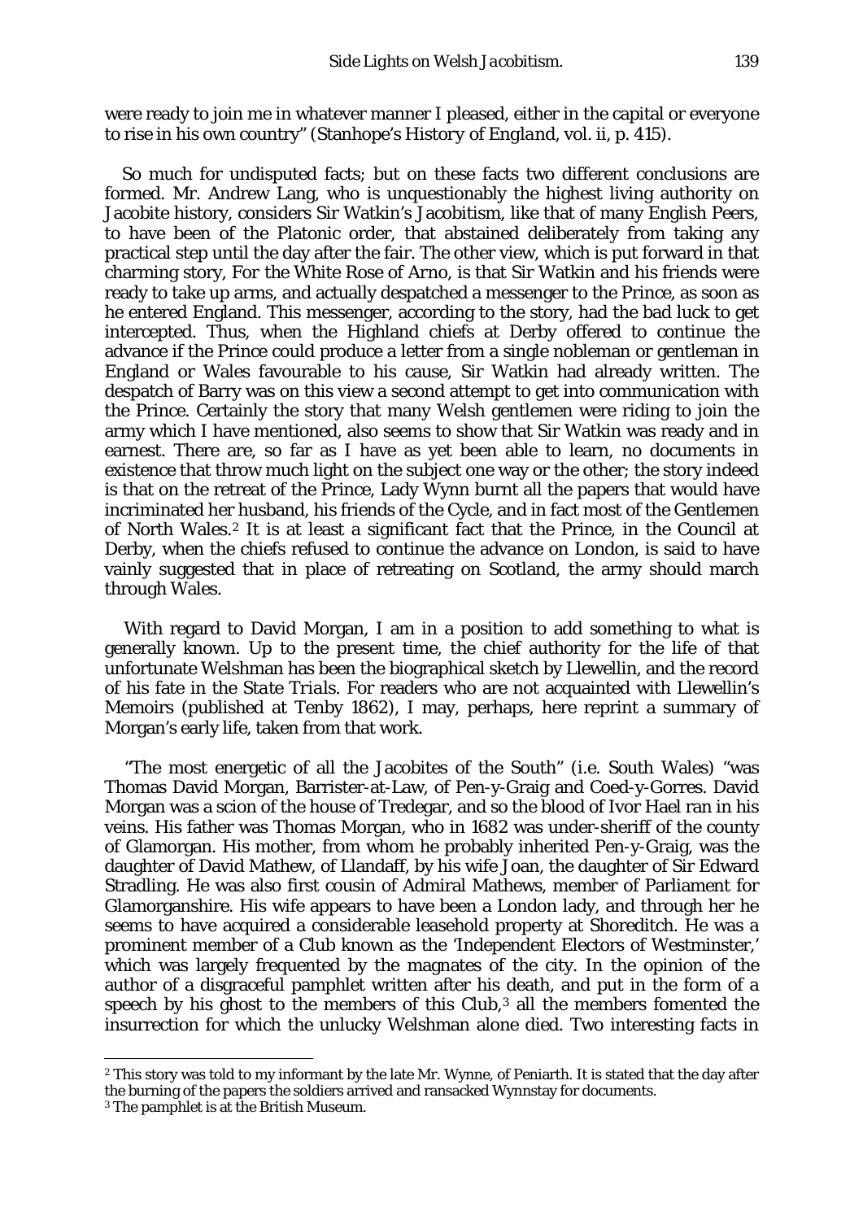were ready to join me in whatever manner I pleased, either in the capital or everyone to rise in his own country" (Stanhope's *History of England*, vol. ii, p. 415).

So much for undisputed facts; but on these facts two different conclusions are formed. Mr. Andrew Lang, who is unquestionably the highest living authority on Jacobite history, considers Sir Watkin's Jacobitism, like that of many English Peers, to have been of the Platonic order, that abstained deliberately from taking any practical step until the day after the fair. The other view, which is put forward in that charming story, *For the White Rose of Arno*, is that Sir Watkin and his friends were ready to take up arms, and actually despatched a messenger to the Prince, as soon as he entered England. This messenger, according to the story, had the bad luck to get intercepted. Thus, when the Highland chiefs at Derby offered to continue the advance if the Prince could produce a letter from a single nobleman or gentleman in England or Wales favourable to his cause, Sir Watkin had already written. The despatch of Barry was on this view a second attempt to get into communication with the Prince. Certainly the story that many Welsh gentlemen were riding to join the army which I have mentioned, also seems to show that Sir Watkin was ready and in earnest. There are, so far as I have as yet been able to learn, no documents in existence that throw much light on the subject one way or the other; the story indeed is that on the retreat of the Prince, Lady Wynn burnt all the papers that would have incriminated her husband, his friends of the Cycle, and in fact most of the Gentlemen of North Wales.[2] It is at least a significant fact that the Prince, in the Council at Derby, when the chiefs refused to continue the advance on London, is said to have vainly suggested that in place of retreating on Scotland, the army should march through Wales.

With regard to David Morgan, I am in a position to add something to what is generally known. Up to the present time, the chief authority for the life of that unfortunate Welshman has been the biographical sketch by Llewellin, and the record of his fate in the *State Trials*. For readers who are not acquainted with Llewellin's Memoirs (published at Tenby 1862), I may, perhaps, here reprint a summary of Morgan's early life, taken from that work.

"The most energetic of all the Jacobites of the South" (i.e. South Wales) "was Thomas David Morgan, Barrister-at-Law, of Pen-y-Graig and Coed-y-Gorres. David Morgan was a scion of the house of Tredegar, and so the blood of Ivor Hael ran in his veins. His father was Thomas Morgan, who in 1682 was under-sheriff of the county of Glamorgan. His mother, from whom he probably inherited Pen-y-Graig, was the daughter of David Mathew, of Llandaff, by his wife Joan, the daughter of Sir Edward Stradling. He was also first cousin of Admiral Mathews, member of Parliament for Glamorganshire. His wife appears to have been a London lady, and through her he seems to have acquired a considerable leasehold property at Shoreditch. He was a prominent member of a Club known as the 'Independent Electors of Westminster,' which was largely frequented by the magnates of the city. In the opinion of the author of a disgraceful pamphlet written after his death, and put in the form of a speech by his ghost to the members of this Club,[3] all the members fomented the insurrection for which the unlucky Welshman alone died. Two interesting facts in

---

[2] This story was told to my informant by the late Mr. Wynne, of Peniarth. It is stated that the day after the burning of the papers the soldiers arrived and ransacked Wynnstay for documents.

[3] The pamphlet is at the British Museum.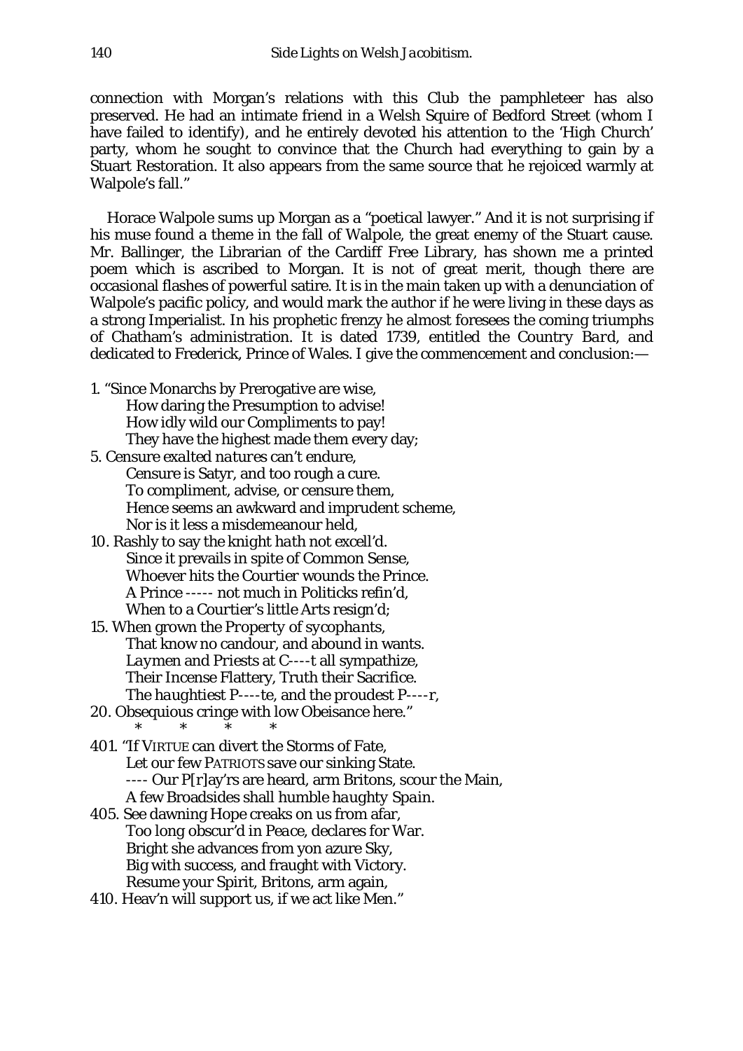connection with Morgan's relations with this Club the pamphleteer has also preserved. He had an intimate friend in a Welsh Squire of Bedford Street (whom I have failed to identify), and he entirely devoted his attention to the 'High Church' party, whom he sought to convince that the Church had everything to gain by a Stuart Restoration. It also appears from the same source that he rejoiced warmly at Walpole's fall."

Horace Walpole sums up Morgan as a "poetical lawyer." And it is not surprising if his muse found a theme in the fall of Walpole, the great enemy of the Stuart cause. Mr. Ballinger, the Librarian of the Cardiff Free Library, has shown me a printed poem which is ascribed to Morgan. It is not of great merit, though there are occasional flashes of powerful satire. It is in the main taken up with a denunciation of Walpole's pacific policy, and would mark the author if he were living in these days as a strong Imperialist. In his prophetic frenzy he almost foresees the coming triumphs of Chatham's administration. It is dated 1739, entitled the *Country Bard*, and dedicated to Frederick, Prince of Wales. I give the commencement and conclusion:—

1. "Since Monarchs by Prerogative are wise,  
  How daring the Presumption to advise!  
  How idly wild our Compliments to pay!  
  They have the highest made them every day;  
5. *Censure exalted natures* can't endure,  
  Censure is Satyr, and too rough a cure.  
  To compliment, advise, or censure them,  
  Hence seems an awkward and imprudent scheme,  
  Nor is it less a misdemeanour held,  
10. Rashly to say the *knight hath not excell'd*.  
  Since it prevails in spite of Common Sense,  
  Whoever hits the Courtier wounds the Prince.  
  A Prince ----- not much in Politicks refin'd,  
  When to a *Courtier's little Arts* resign'd;  
15. When grown the *Property of sycophants*,  
  That know no candour, and abound in wants.  
  *Laymen and Priests* at *C----t* all sympathize,  
  Their Incense Flattery, Truth their Sacrifice.  
  The *haughtiest P----te*, and the *proudest P----r*,  
20. Obsequious cringe with low Obeisance here."

\*   \*   \*   \*

401. "If VIRTUE can divert the Storms of Fate,  
  Let our few PATRIOTS save our sinking State.  
  ---- Our P[r]ay'rs are heard, arm Britons, scour the Main,  
  A few Broadsides shall humble *haughty Spain*.  
405. See dawning Hope creaks on us from afar,  
  Too long obscur'd in *Peace*, declares for War.  
  Bright she advances from yon azure Sky,  
  Big with success, and fraught with Victory.  
  Resume your Spirit, Britons, arm again,  
410. Heav'n will support us, if we act like Men."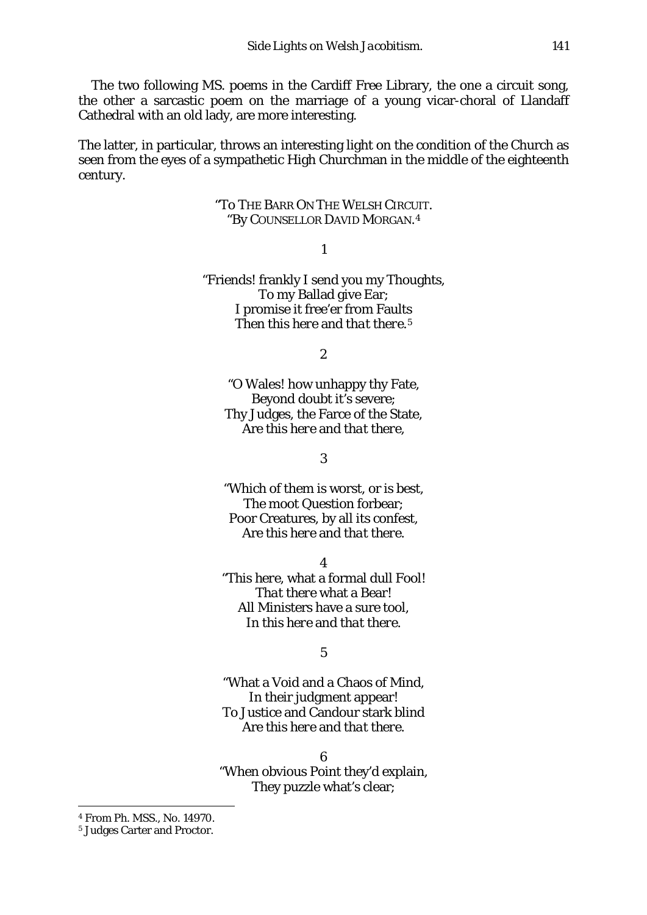The two following MS. poems in the Cardiff Free Library, the one a circuit song, the other a sarcastic poem on the marriage of a young vicar-choral of Llandaff Cathedral with an old lady, are more interesting.

The latter, in particular, throws an interesting light on the condition of the Church as seen from the eyes of a sympathetic High Churchman in the middle of the eighteenth century.

"TO THE BARR ON THE WELSH CIRCUIT.
"BY COUNSELLOR DAVID MORGAN.[4]

1

"Friends! frankly I send you my Thoughts,
To my Ballad give Ear;
I promise it free'er from Faults
Then *this here* and *that there*.[5]

2

"O Wales! how unhappy thy Fate,
Beyond doubt it's severe;
Thy Judges, the Farce of the State,
Are *this here* and *that there*,

3

"Which of them is worst, or is best,
The moot Question forbear;
Poor Creatures, by all its confest,
Are *this here* and *that there*.

4

"*This here*, what a formal dull Fool!
*That there* what a Bear!
All Ministers have a sure tool,
In *this here* and *that there*.

5

"What a Void and a Chaos of Mind,
In their judgment appear!
To Justice and Candour stark blind
Are *this here* and *that there*.

6

"When obvious Point they'd explain,
They puzzle what's clear;

[4] From Ph. MSS., No. 14970.

[5] Judges Carter and Proctor.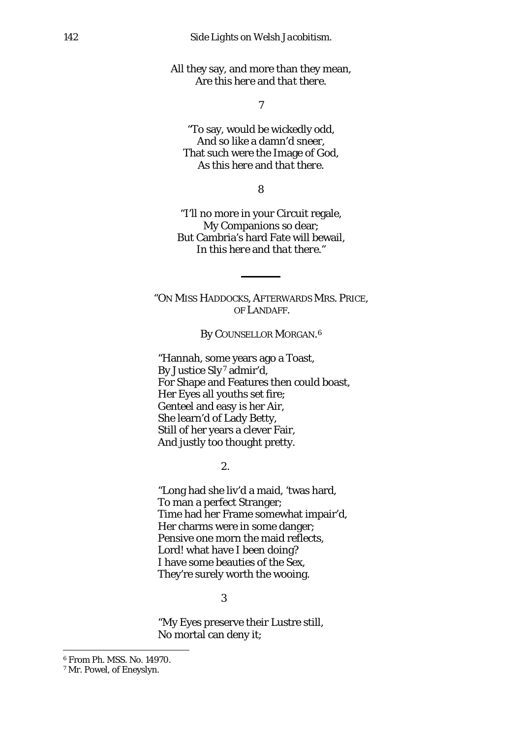All they say, and more than they mean,
Are *this here* and *that there*.

7

"To say, would be wickedly odd,
And so like a damn'd sneer,
That such were the Image of God,
As *this here* and *that there*.

8

"I'll no more in your Circuit regale,
My Companions so dear;
But Cambria's hard Fate will bewail,
In *this here* and *that there*."

---

"ON MISS HADDOCKS, AFTERWARDS MRS. PRICE, OF LANDAFF.

By COUNSELLOR MORGAN.[6]

"Hannah, some years ago a Toast,
By Justice Sly[7] admir'd,
For Shape and Features then could boast,
Her Eyes all youths set fire;
Genteel and easy is her Air,
She learn'd of Lady Betty,
Still of her years a clever Fair,
And justly too thought pretty.

2.

"Long had she liv'd a maid, 'twas hard,
To man a perfect Stranger;
Time had her Frame somewhat impair'd,
Her charms were in some danger;
Pensive one morn the maid reflects,
Lord! what have I been doing?
I have some beauties of the Sex,
They're surely worth the wooing.

3

"My Eyes preserve their Lustre still,
No mortal can deny it;

---

[6] From Ph. MSS. No. 14970.

[7] Mr. Powel, of Eneyslyn.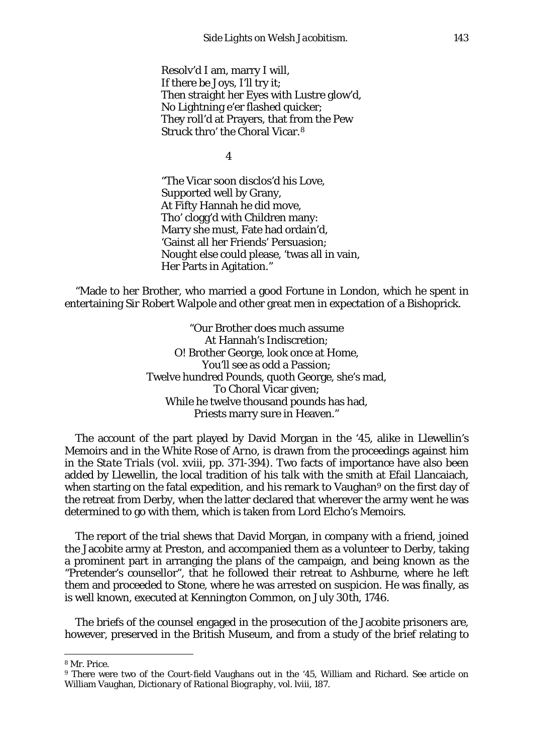Resolv'd I am, marry I will,
If there be Joys, I'll try it;
Then straight her Eyes with Lustre glow'd,
No Lightning e'er flashed quicker;
They roll'd at Prayers, that from the Pew
Struck thro' the Choral Vicar.[8]

4

"The Vicar soon disclos'd his Love,
Supported well by Grany,
At Fifty Hannah he did move,
Tho' clogg'd with Children many:
Marry she must, Fate had ordain'd,
'Gainst all her Friends' Persuasion;
Nought else could please, 'twas all in vain,
Her Parts in Agitation."

"Made to her Brother, who married a good Fortune in London, which he spent in entertaining Sir Robert Walpole and other great men in expectation of a Bishoprick.

"Our Brother does much assume
At Hannah's Indiscretion;
O! Brother George, look once at Home,
You'll see as odd a Passion;
Twelve hundred Pounds, quoth George, she's mad,
To Choral Vicar given;
While he twelve thousand pounds has had,
Priests marry sure in Heaven."

The account of the part played by David Morgan in the '45, alike in Llewellin's Memoirs and in the *White Rose of Arno*, is drawn from the proceedings against him in the *State Trials* (vol. xviii, pp. 371-394). Two facts of importance have also been added by Llewellin, the local tradition of his talk with the smith at Efail Llancaiach, when starting on the fatal expedition, and his remark to Vaughan[9] on the first day of the retreat from Derby, when the latter declared that wherever the army went he was determined to go with them, which is taken from Lord Elcho's *Memoirs*.

The report of the trial shews that David Morgan, in company with a friend, joined the Jacobite army at Preston, and accompanied them as a volunteer to Derby, taking a prominent part in arranging the plans of the campaign, and being known as the "Pretender's counsellor", that he followed their retreat to Ashburne, where he left them and proceeded to Stone, where he was arrested on suspicion. He was finally, as is well known, executed at Kennington Common, on July 30th, 1746.

The briefs of the counsel engaged in the prosecution of the Jacobite prisoners are, however, preserved in the British Museum, and from a study of the brief relating to

---

[8] Mr. Price.

[9] There were two of the Court-field Vaughans out in the '45, William and Richard. See article on William Vaughan, *Dictionary of Rational Biography*, vol. lviii, 187.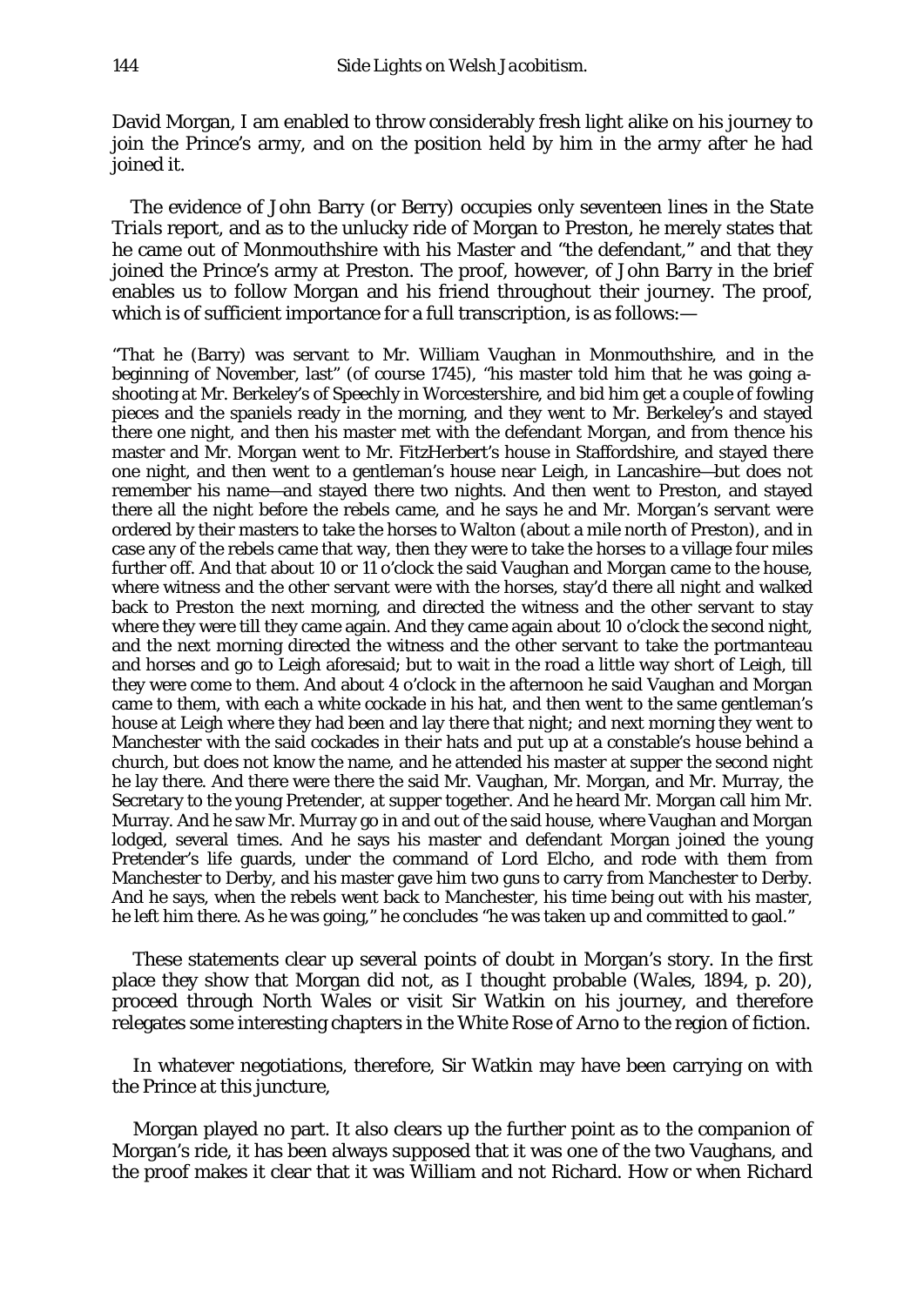David Morgan, I am enabled to throw considerably fresh light alike on his journey to join the Prince's army, and on the position held by him in the army after he had joined it.

The evidence of John Barry (or Berry) occupies only seventeen lines in the *State Trials* report, and as to the unlucky ride of Morgan to Preston, he merely states that he came out of Monmouthshire with his Master and "the defendant," and that they joined the Prince's army at Preston. The proof, however, of John Barry in the brief enables us to follow Morgan and his friend throughout their journey. The proof, which is of sufficient importance for a full transcription, is as follows:—

"That he (Barry) was servant to Mr. William Vaughan in Monmouthshire, and in the beginning of November, last" (of course 1745), "his master told him that he was going a-shooting at Mr. Berkeley's of Speechly in Worcestershire, and bid him get a couple of fowling pieces and the spaniels ready in the morning, and they went to Mr. Berkeley's and stayed there one night, and then his master met with the defendant Morgan, and from thence his master and Mr. Morgan went to Mr. FitzHerbert's house in Staffordshire, and stayed there one night, and then went to a gentleman's house near Leigh, in Lancashire—but does not remember his name—and stayed there two nights. And then went to Preston, and stayed there all the night before the rebels came, and he says he and Mr. Morgan's servant were ordered by their masters to take the horses to Walton (about a mile north of Preston), and in case any of the rebels came that way, then they were to take the horses to a village four miles further off. And that about 10 or 11 o'clock the said Vaughan and Morgan came to the house, where witness and the other servant were with the horses, stay'd there all night and walked back to Preston the next morning, and directed the witness and the other servant to stay where they were till they came again. And they came again about 10 o'clock the second night, and the next morning directed the witness and the other servant to take the portmanteau and horses and go to Leigh aforesaid; but to wait in the road a little way short of Leigh, till they were come to them. And about 4 o'clock in the afternoon he said Vaughan and Morgan came to them, with each a white cockade in his hat, and then went to the same gentleman's house at Leigh where they had been and lay there that night; and next morning they went to Manchester with the said cockades in their hats and put up at a constable's house behind a church, but does not know the name, and he attended his master at supper the second night he lay there. And there were there the said Mr. Vaughan, Mr. Morgan, and Mr. Murray, the Secretary to the young Pretender, at supper together. And he heard Mr. Morgan call him Mr. Murray. And he saw Mr. Murray go in and out of the said house, where Vaughan and Morgan lodged, several times. And he says his master and defendant Morgan joined the young Pretender's life guards, under the command of Lord Elcho, and rode with them from Manchester to Derby, and his master gave him two guns to carry from Manchester to Derby. And he says, when the rebels went back to Manchester, his time being out with his master, he left him there. As he was going," he concludes "he was taken up and committed to gaol."

These statements clear up several points of doubt in Morgan's story. In the first place they show that Morgan did not, as I thought probable (*Wales*, 1894, p. 20), proceed through North Wales or visit Sir Watkin on his journey, and therefore relegates some interesting chapters in the *White Rose of Arno* to the region of fiction.

In whatever negotiations, therefore, Sir Watkin may have been carrying on with the Prince at this juncture,

Morgan played no part. It also clears up the further point as to the companion of Morgan's ride, it has been always supposed that it was one of the two Vaughans, and the proof makes it clear that it was William and not Richard. How or when Richard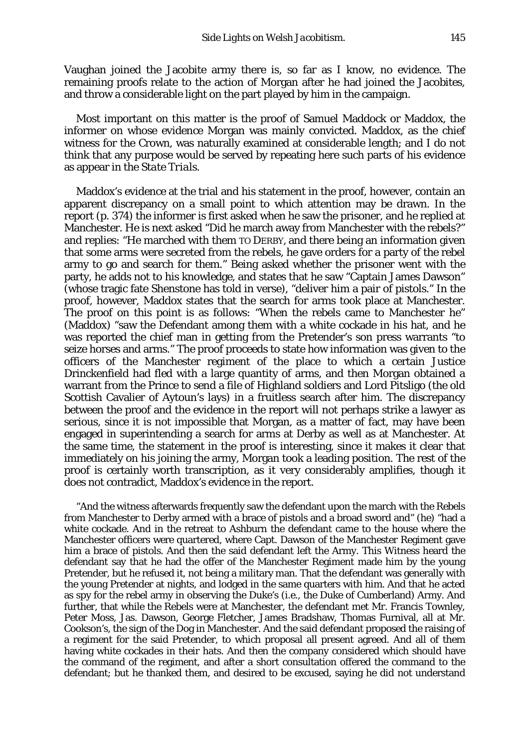Vaughan joined the Jacobite army there is, so far as I know, no evidence. The remaining proofs relate to the action of Morgan after he had joined the Jacobites, and throw a considerable light on the part played by him in the campaign.

Most important on this matter is the proof of Samuel Maddock or Maddox, the informer on whose evidence Morgan was mainly convicted. Maddox, as the chief witness for the Crown, was naturally examined at considerable length; and I do not think that any purpose would be served by repeating here such parts of his evidence as appear in the *State Trials*.

Maddox's evidence at the trial and his statement in the proof, however, contain an apparent discrepancy on a small point to which attention may be drawn. In the report (p. 374) the informer is first asked when he saw the prisoner, and he replied at Manchester. He is next asked "Did he march away from Manchester with the rebels?" and replies: "He marched with them TO DERBY, and there being an information given that some arms were secreted from the rebels, he gave orders for a party of the rebel army to go and search for them." Being asked whether the prisoner went with the party, he adds not to his knowledge, and states that he saw "Captain James Dawson" (whose tragic fate Shenstone has told in verse), "deliver him a pair of pistols." In the proof, however, Maddox states that the search for arms took place at Manchester. The proof on this point is as follows: "When the rebels came to Manchester he" (Maddox) "saw the Defendant among them with a white cockade in his hat, and he was reported the chief man in getting from the Pretender's son press warrants "to seize horses and arms." The proof proceeds to state how information was given to the officers of the Manchester regiment of the place to which a certain Justice Drinckenfield had fled with a large quantity of arms, and then Morgan obtained a warrant from the Prince to send a file of Highland soldiers and Lord Pitsligo (the old Scottish Cavalier of Aytoun's lays) in a fruitless search after him. The discrepancy between the proof and the evidence in the report will not perhaps strike a lawyer as serious, since it is not impossible that Morgan, as a matter of fact, may have been engaged in superintending a search for arms at Derby as well as at Manchester. At the same time, the statement in the proof is interesting, since it makes it clear that immediately on his joining the army, Morgan took a leading position. The rest of the proof is certainly worth transcription, as it very considerably amplifies, though it does not contradict, Maddox's evidence in the report.

"And the witness afterwards frequently saw the defendant upon the march with the Rebels from Manchester to Derby armed with a brace of pistols and a broad sword and" (he) "had a white cockade. And in the retreat to Ashburn the defendant came to the house where the Manchester officers were quartered, where Capt. Dawson of the Manchester Regiment gave him a brace of pistols. And then the said defendant left the Army. This Witness heard the defendant say that he had the offer of the Manchester Regiment made him by the young Pretender, but he refused it, not being a military man. That the defendant was generally with the young Pretender at nights, and lodged in the same quarters with him. And that he acted as spy for the rebel army in observing the Duke's (i.e., the Duke of Cumberland) Army. And further, that while the Rebels were at Manchester, the defendant met Mr. Francis Townley, Peter Moss, Jas. Dawson, George Fletcher, James Bradshaw, Thomas Furnival, all at Mr. Cookson's, the sign of the Dog in Manchester. And the said defendant proposed the raising of a regiment for the said Pretender, to which proposal all present agreed. And all of them having white cockades in their hats. And then the company considered which should have the command of the regiment, and after a short consultation offered the command to the defendant; but he thanked them, and desired to be excused, saying he did not understand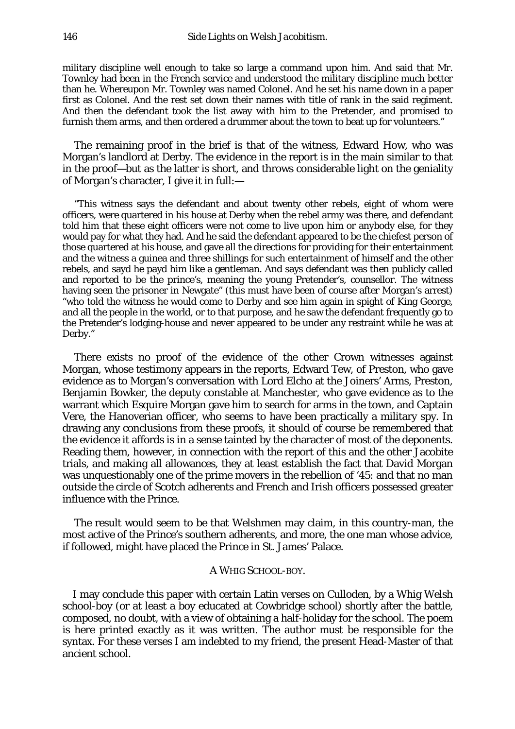military discipline well enough to take so large a command upon him. And said that Mr. Townley had been in the French service and understood the military discipline much better than he. Whereupon Mr. Townley was named Colonel. And he set his name down in a paper first as Colonel. And the rest set down their names with title of rank in the said regiment. And then the defendant took the list away with him to the Pretender, and promised to furnish them arms, and then ordered a drummer about the town to beat up for volunteers."

The remaining proof in the brief is that of the witness, Edward How, who was Morgan's landlord at Derby. The evidence in the report is in the main similar to that in the proof—but as the latter is short, and throws considerable light on the geniality of Morgan's character, I give it in full:—

"This witness says the defendant and about twenty other rebels, eight of whom were officers, were quartered in his house at Derby when the rebel army was there, and defendant told him that these eight officers were not come to live upon him or anybody else, for they would pay for what they had. And he said the defendant appeared to be the chiefest person of those quartered at his house, and gave all the directions for providing for their entertainment and the witness a guinea and three shillings for such entertainment of himself and the other rebels, and sayd he payd him like a gentleman. And says defendant was then publicly called and reported to be the prince's, meaning the young Pretender's, counsellor. The witness having seen the prisoner in Newgate" (this must have been of course after Morgan's arrest) "who told the witness he would come to Derby and see him again in spight of King George, and all the people in the world, or to that purpose, and he saw the defendant frequently go to the Pretender's lodging-house and never appeared to be under any restraint while he was at Derby."

There exists no proof of the evidence of the other Crown witnesses against Morgan, whose testimony appears in the reports, Edward Tew, of Preston, who gave evidence as to Morgan's conversation with Lord Elcho at the Joiners' Arms, Preston, Benjamin Bowker, the deputy constable at Manchester, who gave evidence as to the warrant which Esquire Morgan gave him to search for arms in the town, and Captain Vere, the Hanoverian officer, who seems to have been practically a military spy. In drawing any conclusions from these proofs, it should of course be remembered that the evidence it affords is in a sense tainted by the character of most of the deponents. Reading them, however, in connection with the report of this and the other Jacobite trials, and making all allowances, they at least establish the fact that David Morgan was unquestionably one of the prime movers in the rebellion of '45: and that no man outside the circle of Scotch adherents and French and Irish officers possessed greater influence with the Prince.

The result would seem to be that Welshmen may claim, in this country-man, the most active of the Prince's southern adherents, and more, the one man whose advice, if followed, might have placed the Prince in St. James' Palace.

## A Whig School-boy.

I may conclude this paper with certain Latin verses on Culloden, by a Whig Welsh school-boy (or at least a boy educated at Cowbridge school) shortly after the battle, composed, no doubt, with a view of obtaining a half-holiday for the school. The poem is here printed exactly as it was written. The author must be responsible for the syntax. For these verses I am indebted to my friend, the present Head-Master of that ancient school.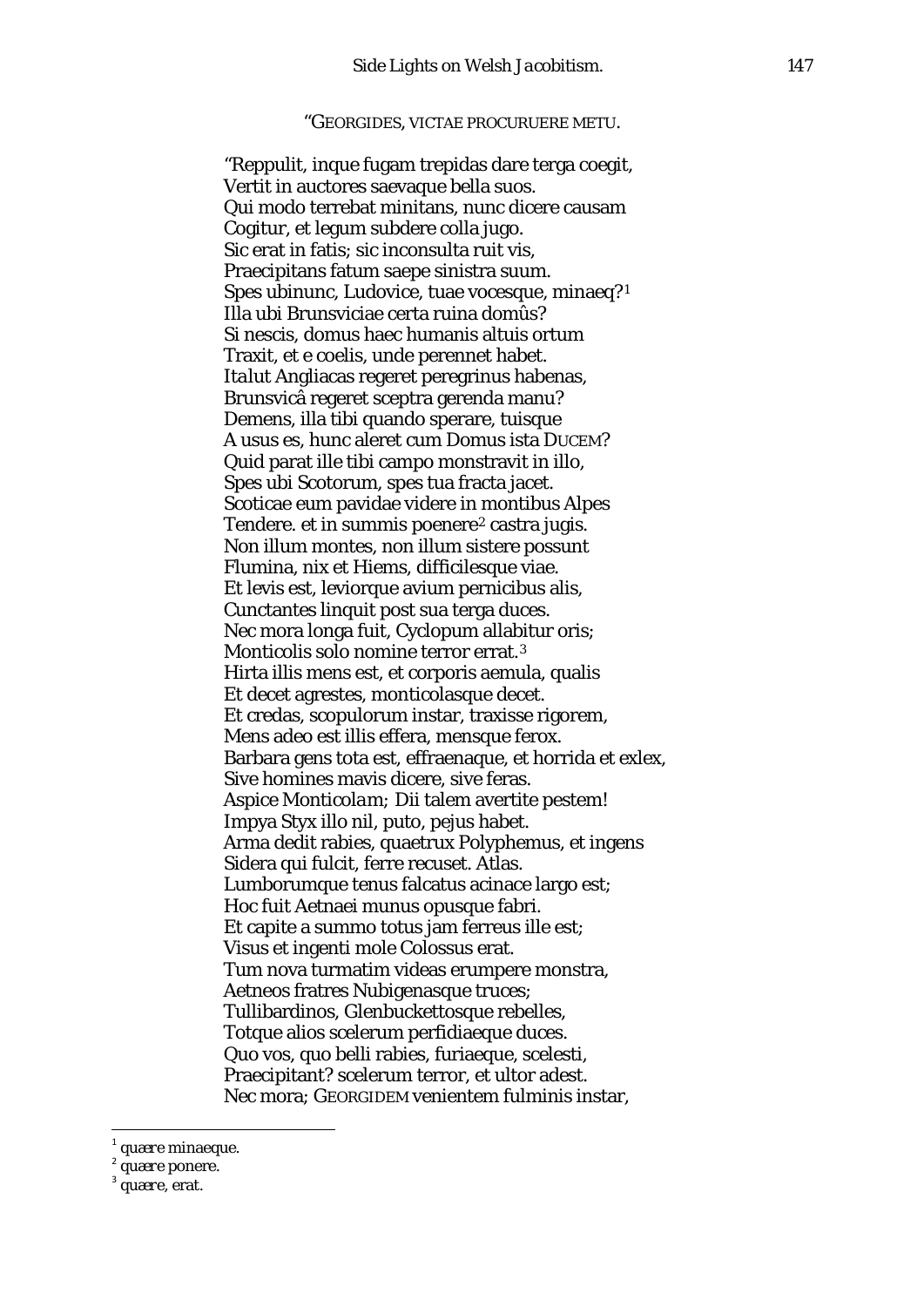"GEORGIDES, VICTAE PROCURUERE METU.

"Reppulit, inque fugam trepidas dare terga coegit,
Vertit in auctores saevaque bella suos.
Qui modo terrebat minitans, nunc dicere causam
Cogitur, et legum subdere colla jugo.
Sic erat in fatis; sic inconsulta ruit vis,
Praecipitans fatum saepe sinistra suum.
Spes ubinunc, Ludovice, tuae vocesque, minaeq?[1]
Illa ubi Brunsviciae certa ruina domûs?
Si nescis, domus haec humanis altuis ortum
Traxit, et e coelis, unde perennet habet.
*Italut* Angliacas regeret peregrinus habenas,
Brunsvicâ regeret sceptra gerenda manu?
Demens, illa tibi quando sperare, tuisque
A usus es, hunc aleret cum Domus ista DUCEM?
Quid parat ille tibi campo monstravit in illo,
Spes ubi Scotorum, spes tua fracta jacet.
Scoticae eum pavidae videre in montibus Alpes
Tendere. et in summis poenere[2] castra jugis.
Non illum montes, non illum sistere possunt
Flumina, nix et Hiems, difficilesque viae.
Et levis est, leviorque avium pernicibus alis,
Cunctantes linquit post sua terga duces.
Nec mora longa fuit, Cyclopum allabitur oris;
Monticolis solo nomine terror errat.[3]
Hirta illis mens est, et corporis aemula, qualis
Et decet agrestes, monticolasque decet.
Et credas, scopulorum instar, traxisse rigorem,
Mens adeo est illis effera, mensque ferox.
Barbara gens tota est, effraenaque, et horrida et exlex,
Sive homines mavis dicere, sive feras.
Aspice Monticolam; Dii talem avertite pestem!
Impya Styx illo nil, puto, pejus habet.
Arma dedit rabies, quaetrux Polyphemus, et ingens
Sidera qui fulcit, ferre recuset. Atlas.
Lumborumque tenus falcatus acinace largo est;
Hoc fuit Aetnaei munus opusque fabri.
Et capite a summo totus jam ferreus ille est;
Visus et ingenti mole Colossus erat.
Tum nova turmatim videas erumpere monstra,
Aetneos fratres Nubigenasque truces;
Tullibardinos, Glenbuckettosque rebelles,
Totque alios scelerum perfidiaeque duces.
Quo vos, quo belli rabies, furiaeque, scelesti,
Praecipitant? scelerum terror, et ultor adest.
Nec mora; GEORGIDEM venientem fulminis instar,

---

[1] *quaere* minaeque.

[2] *quaere* ponere.

[3] *quaere*, erat.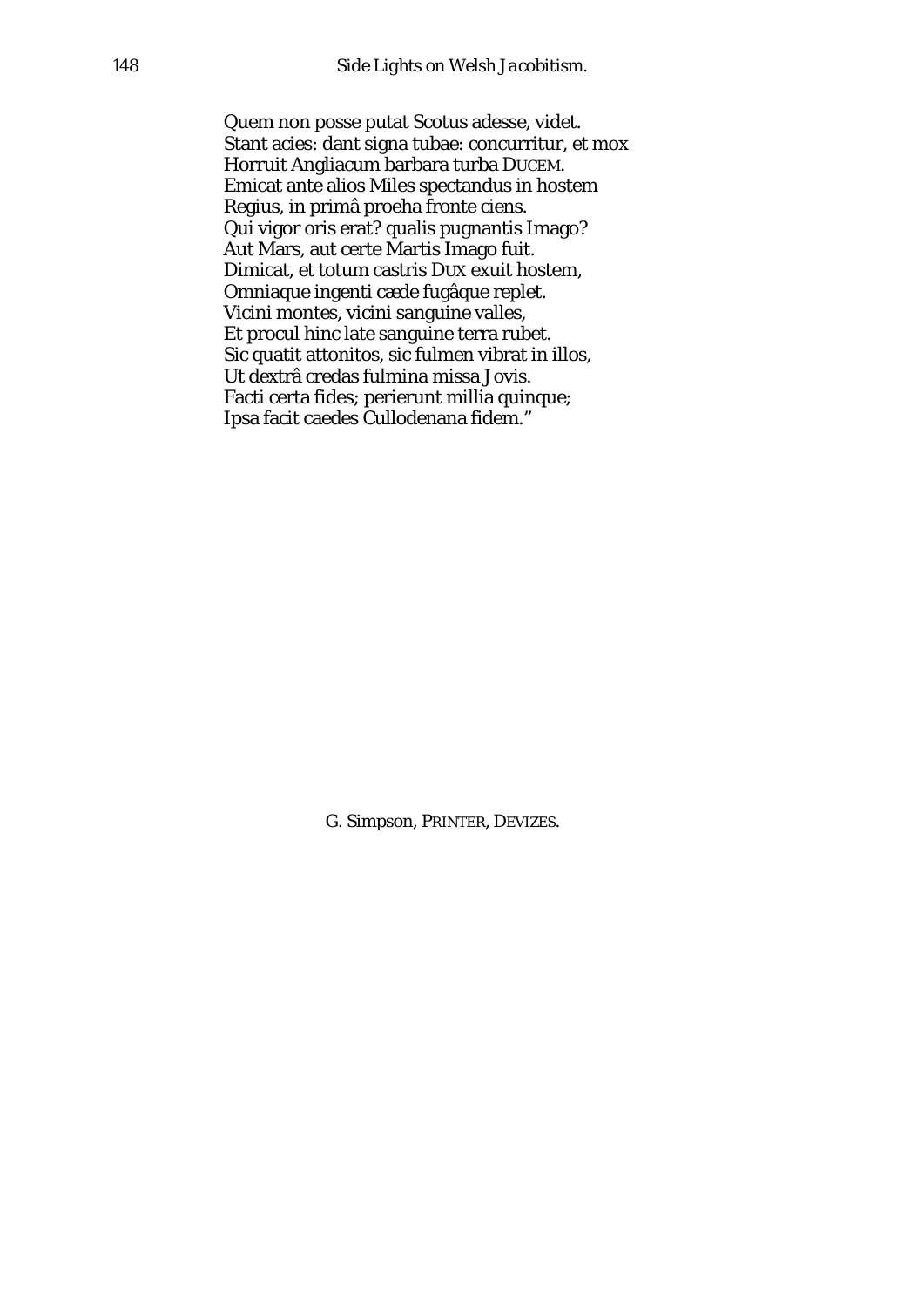Quem non posse putat Scotus adesse, videt.  
Stant acies: dant signa tubae: concurritur, et mox  
Horruit Angliacum barbara turba DUCEM.  
Emicat ante alios Miles spectandus in hostem  
Regius, in primâ proeha fronte ciens.  
Qui vigor oris erat? qualis pugnantis Imago?  
Aut Mars, aut certe Martis Imago fuit.  
Dimicat, et totum castris DUX exuit hostem,  
Omniaque ingenti cæde fugâque replet.  
Vicini montes, vicini sanguine valles,  
Et procul hinc late sanguine terra rubet.  
Sic quatit attonitos, sic fulmen vibrat in illos,  
Ut dextrâ credas fulmina missa Jovis.  
Facti certa fides; perierunt millia quinque;  
Ipsa facit caedes Cullodenana fidem."

G. Simpson, PRINTER, DEVIZES.